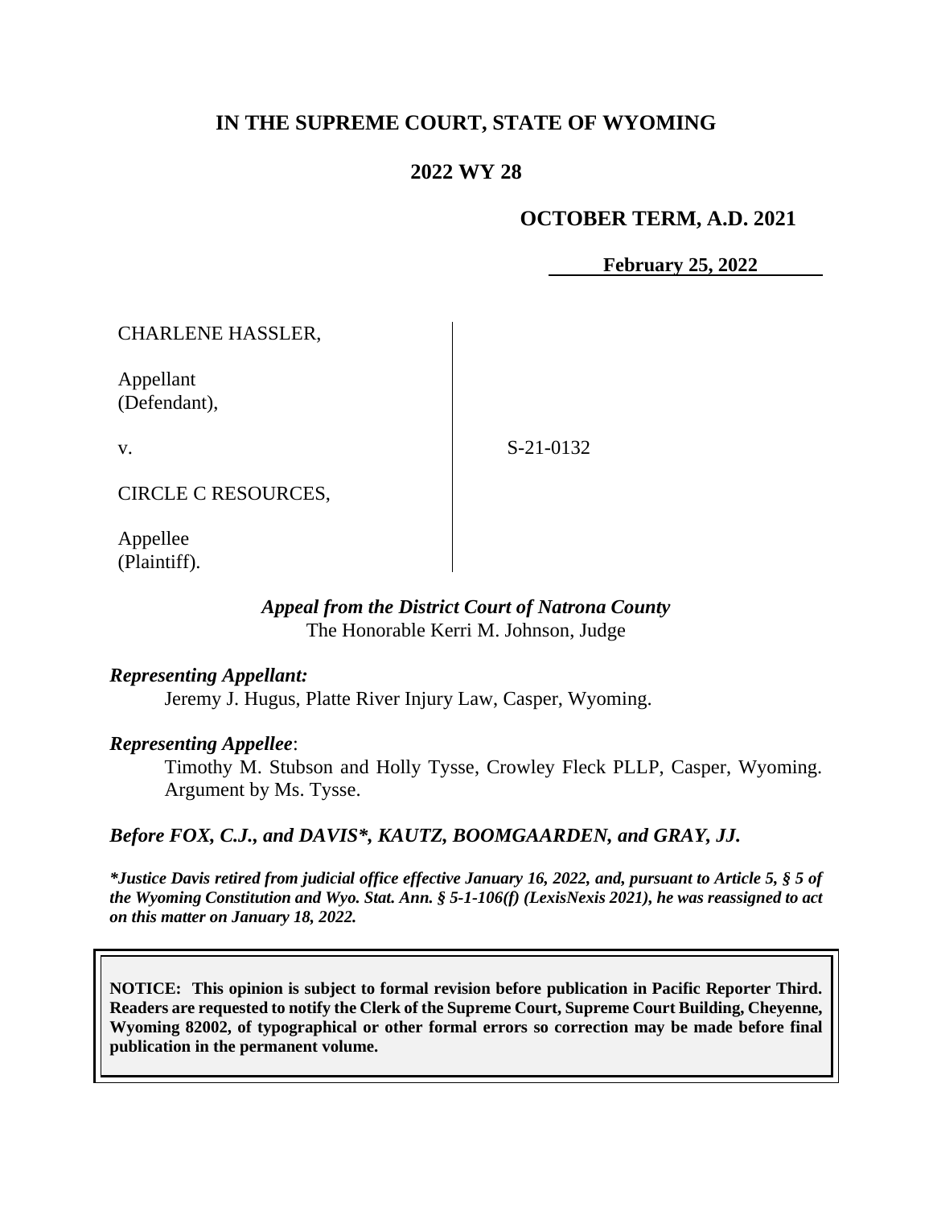# IN THE SUPREME COURT, STATE OF WYOMING

## 2022 WY 28

**OCTOBER TERM, A.D. 2021**

**February 25, 2022**

| | |
|---|---|
| CHARLENE HASSLER,<br><br>Appellant<br>(Defendant),<br><br>v.<br><br>CIRCLE C RESOURCES,<br><br>Appellee<br>(Plaintiff). | S-21-0132 |

***Appeal from the District Court of Natrona County***
The Honorable Kerri M. Johnson, Judge

***Representing Appellant:***
Jeremy J. Hugus, Platte River Injury Law, Casper, Wyoming.

***Representing Appellee*:**
Timothy M. Stubson and Holly Tysse, Crowley Fleck PLLP, Casper, Wyoming. Argument by Ms. Tysse.

***Before FOX, C.J., and DAVIS\*, KAUTZ, BOOMGAARDEN, and GRAY, JJ.***

***\*Justice Davis retired from judicial office effective January 16, 2022, and, pursuant to Article 5, § 5 of the Wyoming Constitution and Wyo. Stat. Ann. § 5-1-106(f) (LexisNexis 2021), he was reassigned to act on this matter on January 18, 2022.***

**NOTICE: This opinion is subject to formal revision before publication in Pacific Reporter Third. Readers are requested to notify the Clerk of the Supreme Court, Supreme Court Building, Cheyenne, Wyoming 82002, of typographical or other formal errors so correction may be made before final publication in the permanent volume.**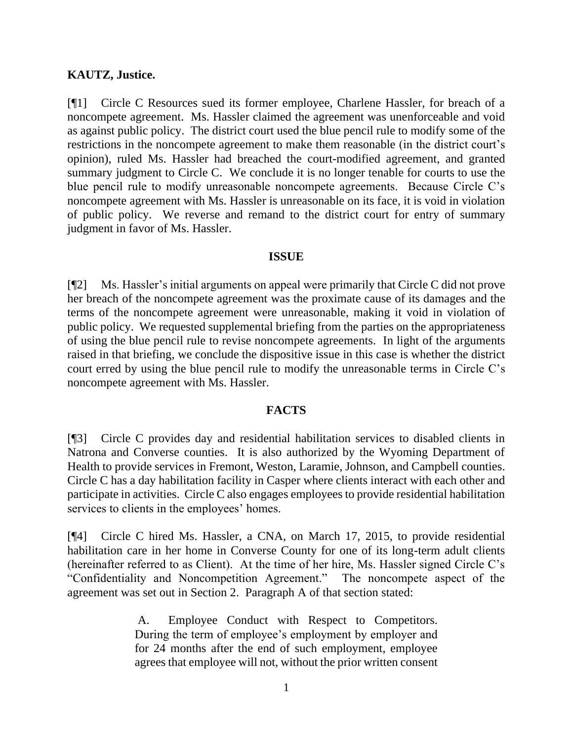**KAUTZ, Justice.**

[¶1] Circle C Resources sued its former employee, Charlene Hassler, for breach of a noncompete agreement. Ms. Hassler claimed the agreement was unenforceable and void as against public policy. The district court used the blue pencil rule to modify some of the restrictions in the noncompete agreement to make them reasonable (in the district court's opinion), ruled Ms. Hassler had breached the court-modified agreement, and granted summary judgment to Circle C. We conclude it is no longer tenable for courts to use the blue pencil rule to modify unreasonable noncompete agreements. Because Circle C's noncompete agreement with Ms. Hassler is unreasonable on its face, it is void in violation of public policy. We reverse and remand to the district court for entry of summary judgment in favor of Ms. Hassler.

## ISSUE

[¶2] Ms. Hassler's initial arguments on appeal were primarily that Circle C did not prove her breach of the noncompete agreement was the proximate cause of its damages and the terms of the noncompete agreement were unreasonable, making it void in violation of public policy. We requested supplemental briefing from the parties on the appropriateness of using the blue pencil rule to revise noncompete agreements. In light of the arguments raised in that briefing, we conclude the dispositive issue in this case is whether the district court erred by using the blue pencil rule to modify the unreasonable terms in Circle C's noncompete agreement with Ms. Hassler.

## FACTS

[¶3] Circle C provides day and residential habilitation services to disabled clients in Natrona and Converse counties. It is also authorized by the Wyoming Department of Health to provide services in Fremont, Weston, Laramie, Johnson, and Campbell counties. Circle C has a day habilitation facility in Casper where clients interact with each other and participate in activities. Circle C also engages employees to provide residential habilitation services to clients in the employees' homes.

[¶4] Circle C hired Ms. Hassler, a CNA, on March 17, 2015, to provide residential habilitation care in her home in Converse County for one of its long-term adult clients (hereinafter referred to as Client). At the time of her hire, Ms. Hassler signed Circle C's "Confidentiality and Noncompetition Agreement." The noncompete aspect of the agreement was set out in Section 2. Paragraph A of that section stated:

> A. Employee Conduct with Respect to Competitors. During the term of employee's employment by employer and for 24 months after the end of such employment, employee agrees that employee will not, without the prior written consent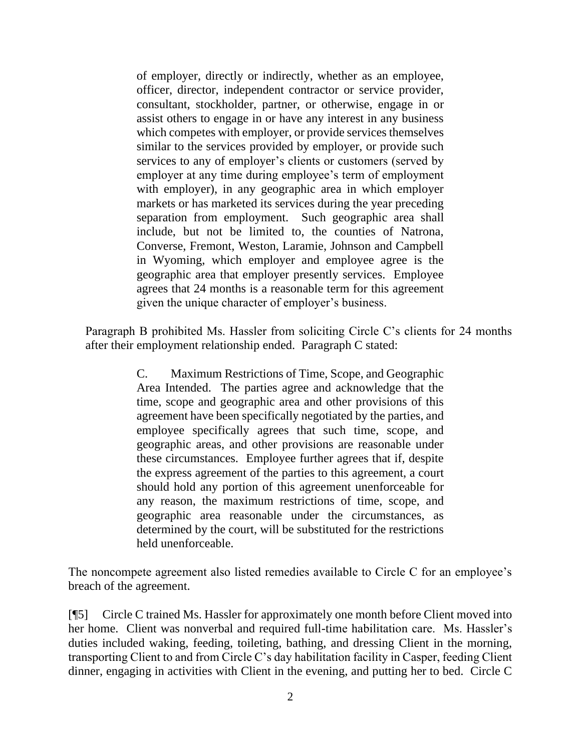> of employer, directly or indirectly, whether as an employee, officer, director, independent contractor or service provider, consultant, stockholder, partner, or otherwise, engage in or assist others to engage in or have any interest in any business which competes with employer, or provide services themselves similar to the services provided by employer, or provide such services to any of employer's clients or customers (served by employer at any time during employee's term of employment with employer), in any geographic area in which employer markets or has marketed its services during the year preceding separation from employment. Such geographic area shall include, but not be limited to, the counties of Natrona, Converse, Fremont, Weston, Laramie, Johnson and Campbell in Wyoming, which employer and employee agree is the geographic area that employer presently services. Employee agrees that 24 months is a reasonable term for this agreement given the unique character of employer's business.

Paragraph B prohibited Ms. Hassler from soliciting Circle C's clients for 24 months after their employment relationship ended. Paragraph C stated:

> C. Maximum Restrictions of Time, Scope, and Geographic Area Intended. The parties agree and acknowledge that the time, scope and geographic area and other provisions of this agreement have been specifically negotiated by the parties, and employee specifically agrees that such time, scope, and geographic areas, and other provisions are reasonable under these circumstances. Employee further agrees that if, despite the express agreement of the parties to this agreement, a court should hold any portion of this agreement unenforceable for any reason, the maximum restrictions of time, scope, and geographic area reasonable under the circumstances, as determined by the court, will be substituted for the restrictions held unenforceable.

The noncompete agreement also listed remedies available to Circle C for an employee's breach of the agreement.

[¶5] Circle C trained Ms. Hassler for approximately one month before Client moved into her home. Client was nonverbal and required full-time habilitation care. Ms. Hassler's duties included waking, feeding, toileting, bathing, and dressing Client in the morning, transporting Client to and from Circle C's day habilitation facility in Casper, feeding Client dinner, engaging in activities with Client in the evening, and putting her to bed. Circle C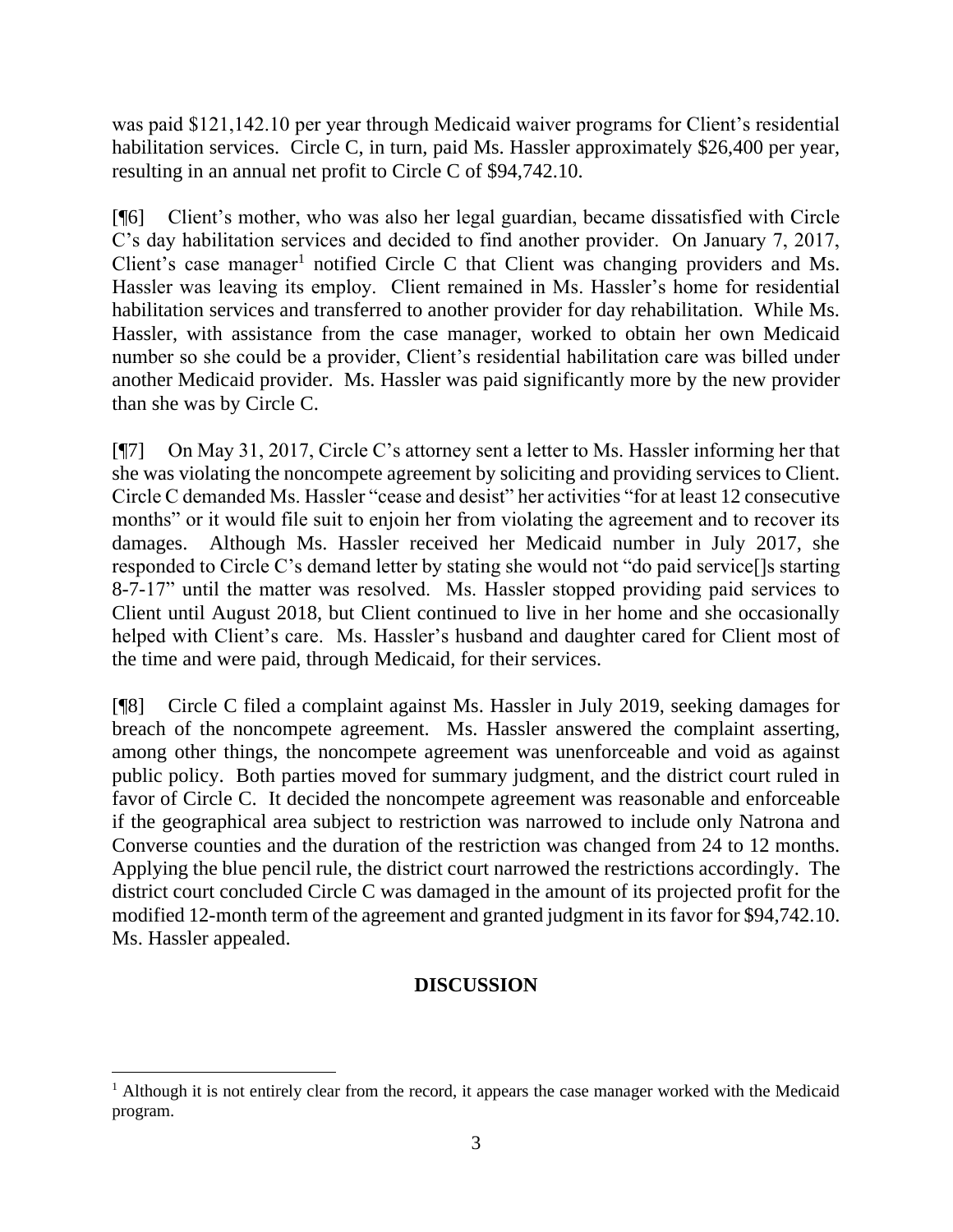was paid $121,142.10 per year through Medicaid waiver programs for Client's residential habilitation services. Circle C, in turn, paid Ms. Hassler approximately $26,400 per year, resulting in an annual net profit to Circle C of $94,742.10.

[¶6] Client's mother, who was also her legal guardian, became dissatisfied with Circle C's day habilitation services and decided to find another provider. On January 7, 2017, Client's case manager[1] notified Circle C that Client was changing providers and Ms. Hassler was leaving its employ. Client remained in Ms. Hassler's home for residential habilitation services and transferred to another provider for day rehabilitation. While Ms. Hassler, with assistance from the case manager, worked to obtain her own Medicaid number so she could be a provider, Client's residential habilitation care was billed under another Medicaid provider. Ms. Hassler was paid significantly more by the new provider than she was by Circle C.

[¶7] On May 31, 2017, Circle C's attorney sent a letter to Ms. Hassler informing her that she was violating the noncompete agreement by soliciting and providing services to Client. Circle C demanded Ms. Hassler "cease and desist" her activities "for at least 12 consecutive months" or it would file suit to enjoin her from violating the agreement and to recover its damages. Although Ms. Hassler received her Medicaid number in July 2017, she responded to Circle C's demand letter by stating she would not "do paid service[]s starting 8-7-17" until the matter was resolved. Ms. Hassler stopped providing paid services to Client until August 2018, but Client continued to live in her home and she occasionally helped with Client's care. Ms. Hassler's husband and daughter cared for Client most of the time and were paid, through Medicaid, for their services.

[¶8] Circle C filed a complaint against Ms. Hassler in July 2019, seeking damages for breach of the noncompete agreement. Ms. Hassler answered the complaint asserting, among other things, the noncompete agreement was unenforceable and void as against public policy. Both parties moved for summary judgment, and the district court ruled in favor of Circle C. It decided the noncompete agreement was reasonable and enforceable if the geographical area subject to restriction was narrowed to include only Natrona and Converse counties and the duration of the restriction was changed from 24 to 12 months. Applying the blue pencil rule, the district court narrowed the restrictions accordingly. The district court concluded Circle C was damaged in the amount of its projected profit for the modified 12-month term of the agreement and granted judgment in its favor for $94,742.10. Ms. Hassler appealed.

## DISCUSSION

[1] Although it is not entirely clear from the record, it appears the case manager worked with the Medicaid program.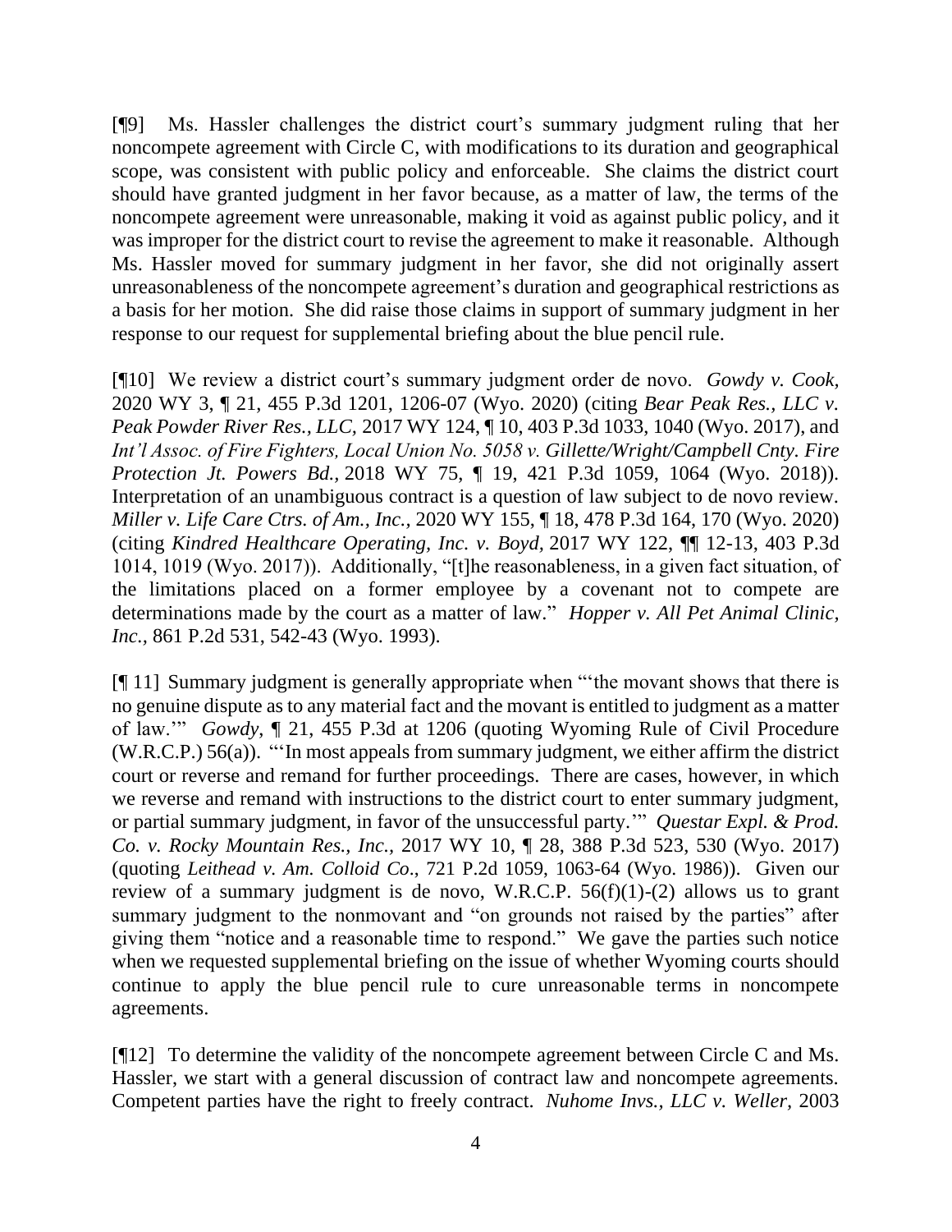[¶9] Ms. Hassler challenges the district court's summary judgment ruling that her noncompete agreement with Circle C, with modifications to its duration and geographical scope, was consistent with public policy and enforceable. She claims the district court should have granted judgment in her favor because, as a matter of law, the terms of the noncompete agreement were unreasonable, making it void as against public policy, and it was improper for the district court to revise the agreement to make it reasonable. Although Ms. Hassler moved for summary judgment in her favor, she did not originally assert unreasonableness of the noncompete agreement's duration and geographical restrictions as a basis for her motion. She did raise those claims in support of summary judgment in her response to our request for supplemental briefing about the blue pencil rule.

[¶10] We review a district court's summary judgment order de novo. *Gowdy v. Cook*, 2020 WY 3, ¶ 21, 455 P.3d 1201, 1206-07 (Wyo. 2020) (citing *Bear Peak Res., LLC v. Peak Powder River Res., LLC*, 2017 WY 124, ¶ 10, 403 P.3d 1033, 1040 (Wyo. 2017), and *Int'l Assoc. of Fire Fighters, Local Union No. 5058 v. Gillette/Wright/Campbell Cnty. Fire Protection Jt. Powers Bd.*, 2018 WY 75, ¶ 19, 421 P.3d 1059, 1064 (Wyo. 2018)). Interpretation of an unambiguous contract is a question of law subject to de novo review. *Miller v. Life Care Ctrs. of Am., Inc.*, 2020 WY 155, ¶ 18, 478 P.3d 164, 170 (Wyo. 2020) (citing *Kindred Healthcare Operating, Inc. v. Boyd*, 2017 WY 122, ¶¶ 12-13, 403 P.3d 1014, 1019 (Wyo. 2017)). Additionally, "[t]he reasonableness, in a given fact situation, of the limitations placed on a former employee by a covenant not to compete are determinations made by the court as a matter of law." *Hopper v. All Pet Animal Clinic, Inc.*, 861 P.2d 531, 542-43 (Wyo. 1993).

[¶ 11] Summary judgment is generally appropriate when "'the movant shows that there is no genuine dispute as to any material fact and the movant is entitled to judgment as a matter of law.'" *Gowdy*, ¶ 21, 455 P.3d at 1206 (quoting Wyoming Rule of Civil Procedure (W.R.C.P.) 56(a)). "'In most appeals from summary judgment, we either affirm the district court or reverse and remand for further proceedings. There are cases, however, in which we reverse and remand with instructions to the district court to enter summary judgment, or partial summary judgment, in favor of the unsuccessful party.'" *Questar Expl. & Prod. Co. v. Rocky Mountain Res., Inc.*, 2017 WY 10, ¶ 28, 388 P.3d 523, 530 (Wyo. 2017) (quoting *Leithead v. Am. Colloid Co*., 721 P.2d 1059, 1063-64 (Wyo. 1986)). Given our review of a summary judgment is de novo, W.R.C.P. 56(f)(1)-(2) allows us to grant summary judgment to the nonmovant and "on grounds not raised by the parties" after giving them "notice and a reasonable time to respond." We gave the parties such notice when we requested supplemental briefing on the issue of whether Wyoming courts should continue to apply the blue pencil rule to cure unreasonable terms in noncompete agreements.

[¶12] To determine the validity of the noncompete agreement between Circle C and Ms. Hassler, we start with a general discussion of contract law and noncompete agreements. Competent parties have the right to freely contract. *Nuhome Invs., LLC v. Weller*, 2003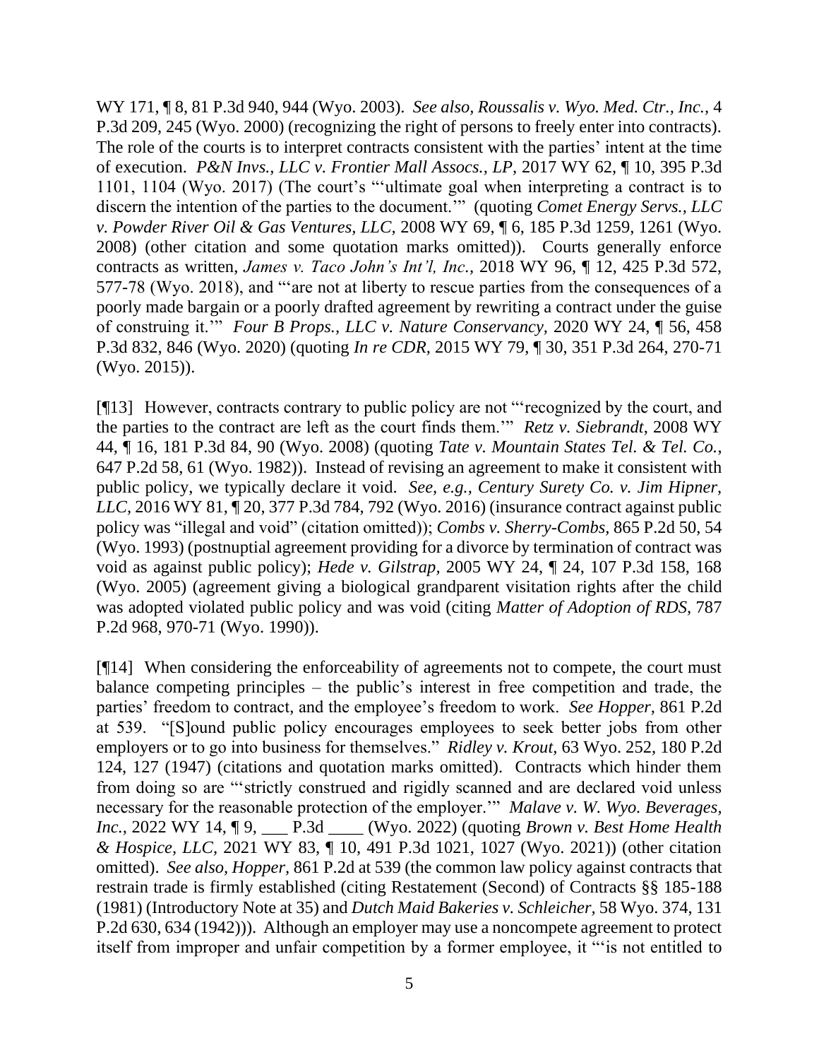WY 171, ¶ 8, 81 P.3d 940, 944 (Wyo. 2003). *See also, Roussalis v. Wyo. Med. Ctr., Inc.*, 4 P.3d 209, 245 (Wyo. 2000) (recognizing the right of persons to freely enter into contracts). The role of the courts is to interpret contracts consistent with the parties' intent at the time of execution. *P&N Invs., LLC v. Frontier Mall Assocs., LP*, 2017 WY 62, ¶ 10, 395 P.3d 1101, 1104 (Wyo. 2017) (The court's "'ultimate goal when interpreting a contract is to discern the intention of the parties to the document.'" (quoting *Comet Energy Servs., LLC v. Powder River Oil & Gas Ventures, LLC*, 2008 WY 69, ¶ 6, 185 P.3d 1259, 1261 (Wyo. 2008) (other citation and some quotation marks omitted)). Courts generally enforce contracts as written, *James v. Taco John's Int'l, Inc.*, 2018 WY 96, ¶ 12, 425 P.3d 572, 577-78 (Wyo. 2018), and "'are not at liberty to rescue parties from the consequences of a poorly made bargain or a poorly drafted agreement by rewriting a contract under the guise of construing it.'" *Four B Props., LLC v. Nature Conservancy*, 2020 WY 24, ¶ 56, 458 P.3d 832, 846 (Wyo. 2020) (quoting *In re CDR*, 2015 WY 79, ¶ 30, 351 P.3d 264, 270-71 (Wyo. 2015)).

[¶13] However, contracts contrary to public policy are not "'recognized by the court, and the parties to the contract are left as the court finds them.'" *Retz v. Siebrandt*, 2008 WY 44, ¶ 16, 181 P.3d 84, 90 (Wyo. 2008) (quoting *Tate v. Mountain States Tel. & Tel. Co.*, 647 P.2d 58, 61 (Wyo. 1982)). Instead of revising an agreement to make it consistent with public policy, we typically declare it void. *See, e.g., Century Surety Co. v. Jim Hipner, LLC*, 2016 WY 81, ¶ 20, 377 P.3d 784, 792 (Wyo. 2016) (insurance contract against public policy was "illegal and void" (citation omitted)); *Combs v. Sherry-Combs*, 865 P.2d 50, 54 (Wyo. 1993) (postnuptial agreement providing for a divorce by termination of contract was void as against public policy); *Hede v. Gilstrap*, 2005 WY 24, ¶ 24, 107 P.3d 158, 168 (Wyo. 2005) (agreement giving a biological grandparent visitation rights after the child was adopted violated public policy and was void (citing *Matter of Adoption of RDS*, 787 P.2d 968, 970-71 (Wyo. 1990)).

[¶14] When considering the enforceability of agreements not to compete, the court must balance competing principles – the public's interest in free competition and trade, the parties' freedom to contract, and the employee's freedom to work. *See Hopper*, 861 P.2d at 539. "[S]ound public policy encourages employees to seek better jobs from other employers or to go into business for themselves." *Ridley v. Krout*, 63 Wyo. 252, 180 P.2d 124, 127 (1947) (citations and quotation marks omitted). Contracts which hinder them from doing so are "'strictly construed and rigidly scanned and are declared void unless necessary for the reasonable protection of the employer.'" *Malave v. W. Wyo. Beverages, Inc.*, 2022 WY 14, ¶ 9, ___ P.3d ____ (Wyo. 2022) (quoting *Brown v. Best Home Health & Hospice, LLC*, 2021 WY 83, ¶ 10, 491 P.3d 1021, 1027 (Wyo. 2021)) (other citation omitted). *See also, Hopper*, 861 P.2d at 539 (the common law policy against contracts that restrain trade is firmly established (citing Restatement (Second) of Contracts §§ 185-188 (1981) (Introductory Note at 35) and *Dutch Maid Bakeries v. Schleicher*, 58 Wyo. 374, 131 P.2d 630, 634 (1942))). Although an employer may use a noncompete agreement to protect itself from improper and unfair competition by a former employee, it "'is not entitled to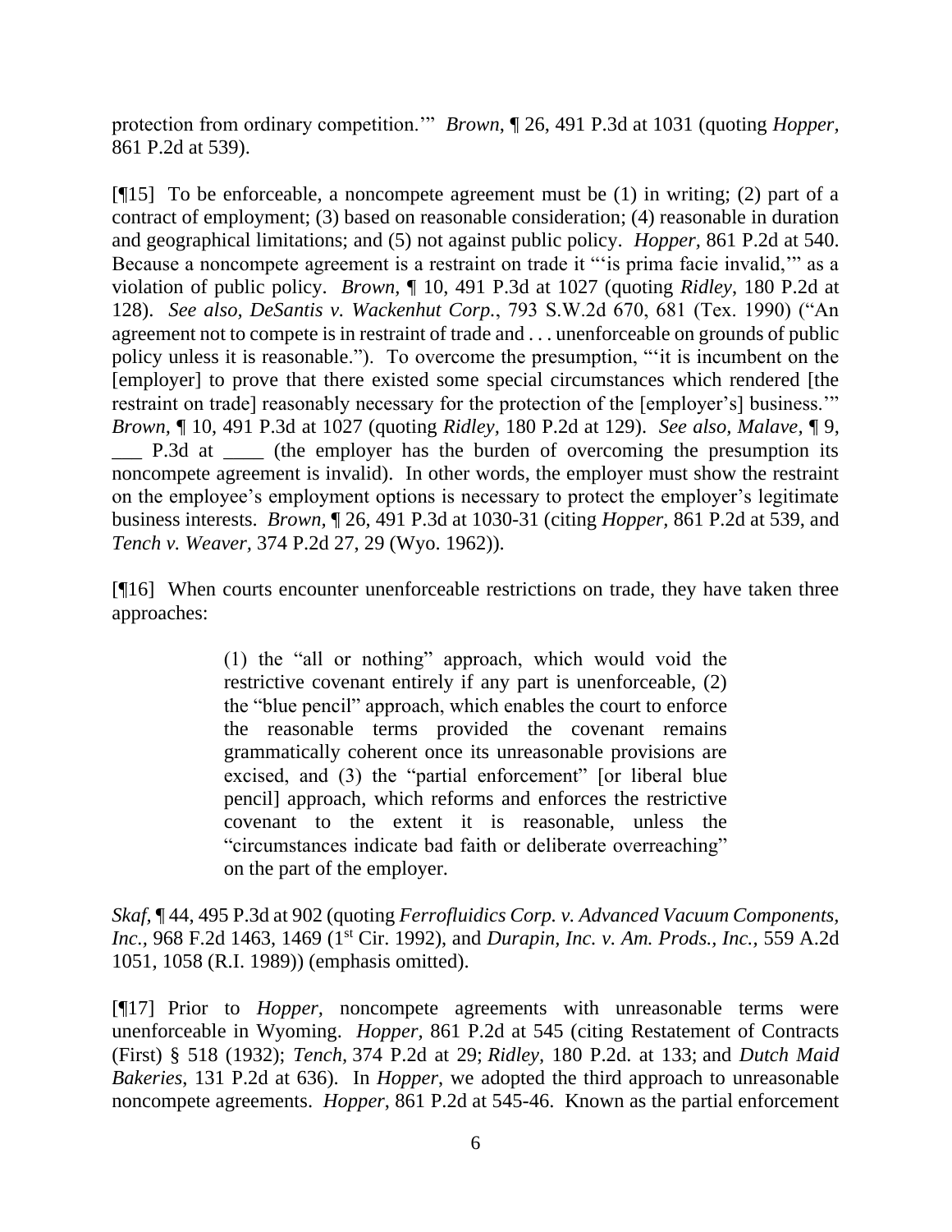protection from ordinary competition.'" *Brown,* ¶ 26, 491 P.3d at 1031 (quoting *Hopper,* 861 P.2d at 539).

[¶15] To be enforceable, a noncompete agreement must be (1) in writing; (2) part of a contract of employment; (3) based on reasonable consideration; (4) reasonable in duration and geographical limitations; and (5) not against public policy. *Hopper,* 861 P.2d at 540. Because a noncompete agreement is a restraint on trade it "'is prima facie invalid,'" as a violation of public policy. *Brown,* ¶ 10, 491 P.3d at 1027 (quoting *Ridley,* 180 P.2d at 128). *See also, DeSantis v. Wackenhut Corp.*, 793 S.W.2d 670, 681 (Tex. 1990) ("An agreement not to compete is in restraint of trade and . . . unenforceable on grounds of public policy unless it is reasonable."). To overcome the presumption, "'it is incumbent on the [employer] to prove that there existed some special circumstances which rendered [the restraint on trade] reasonably necessary for the protection of the [employer's] business.'" *Brown,* ¶ 10, 491 P.3d at 1027 (quoting *Ridley,* 180 P.2d at 129). *See also, Malave,* ¶ 9, ___ P.3d at ____ (the employer has the burden of overcoming the presumption its noncompete agreement is invalid). In other words, the employer must show the restraint on the employee's employment options is necessary to protect the employer's legitimate business interests. *Brown,* ¶ 26, 491 P.3d at 1030-31 (citing *Hopper,* 861 P.2d at 539, and *Tench v. Weaver,* 374 P.2d 27, 29 (Wyo. 1962)).

[¶16] When courts encounter unenforceable restrictions on trade, they have taken three approaches:

> (1) the "all or nothing" approach, which would void the restrictive covenant entirely if any part is unenforceable, (2) the "blue pencil" approach, which enables the court to enforce the reasonable terms provided the covenant remains grammatically coherent once its unreasonable provisions are excised, and (3) the "partial enforcement" [or liberal blue pencil] approach, which reforms and enforces the restrictive covenant to the extent it is reasonable, unless the "circumstances indicate bad faith or deliberate overreaching" on the part of the employer.

*Skaf,* ¶ 44, 495 P.3d at 902 (quoting *Ferrofluidics Corp. v. Advanced Vacuum Components, Inc.*, 968 F.2d 1463, 1469 (1st Cir. 1992), and *Durapin, Inc. v. Am. Prods., Inc.*, 559 A.2d 1051, 1058 (R.I. 1989)) (emphasis omitted).

[¶17] Prior to *Hopper,* noncompete agreements with unreasonable terms were unenforceable in Wyoming. *Hopper,* 861 P.2d at 545 (citing Restatement of Contracts (First) § 518 (1932); *Tench*, 374 P.2d at 29; *Ridley,* 180 P.2d. at 133; and *Dutch Maid Bakeries*, 131 P.2d at 636). In *Hopper*, we adopted the third approach to unreasonable noncompete agreements. *Hopper*, 861 P.2d at 545-46. Known as the partial enforcement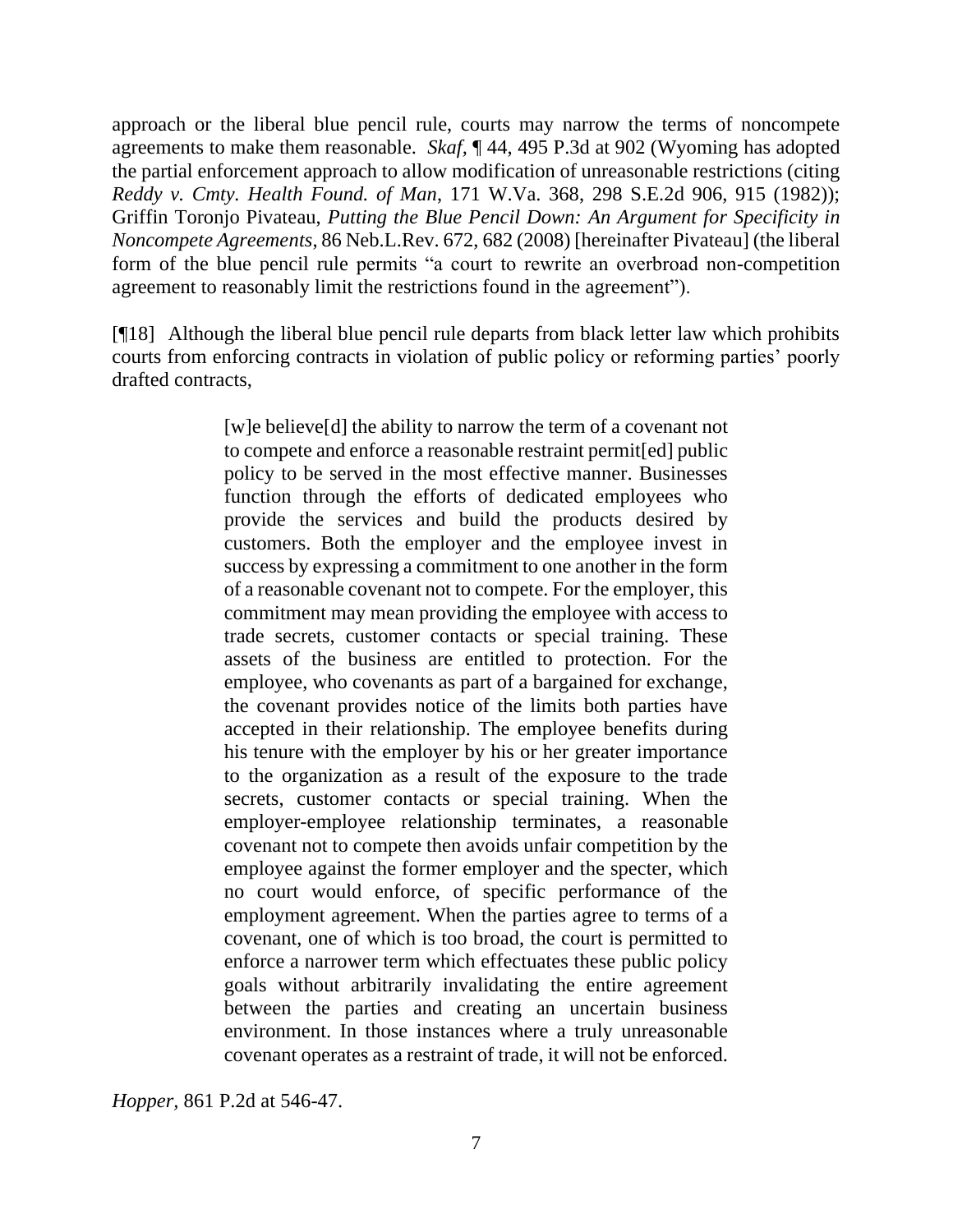approach or the liberal blue pencil rule, courts may narrow the terms of noncompete agreements to make them reasonable. *Skaf*, ¶ 44, 495 P.3d at 902 (Wyoming has adopted the partial enforcement approach to allow modification of unreasonable restrictions (citing *Reddy v. Cmty. Health Found. of Man*, 171 W.Va. 368, 298 S.E.2d 906, 915 (1982)); Griffin Toronjo Pivateau, *Putting the Blue Pencil Down: An Argument for Specificity in Noncompete Agreements*, 86 Neb.L.Rev. 672, 682 (2008) [hereinafter Pivateau] (the liberal form of the blue pencil rule permits "a court to rewrite an overbroad non-competition agreement to reasonably limit the restrictions found in the agreement").

[¶18] Although the liberal blue pencil rule departs from black letter law which prohibits courts from enforcing contracts in violation of public policy or reforming parties' poorly drafted contracts,

> [w]e believe[d] the ability to narrow the term of a covenant not to compete and enforce a reasonable restraint permit[ed] public policy to be served in the most effective manner. Businesses function through the efforts of dedicated employees who provide the services and build the products desired by customers. Both the employer and the employee invest in success by expressing a commitment to one another in the form of a reasonable covenant not to compete. For the employer, this commitment may mean providing the employee with access to trade secrets, customer contacts or special training. These assets of the business are entitled to protection. For the employee, who covenants as part of a bargained for exchange, the covenant provides notice of the limits both parties have accepted in their relationship. The employee benefits during his tenure with the employer by his or her greater importance to the organization as a result of the exposure to the trade secrets, customer contacts or special training. When the employer-employee relationship terminates, a reasonable covenant not to compete then avoids unfair competition by the employee against the former employer and the specter, which no court would enforce, of specific performance of the employment agreement. When the parties agree to terms of a covenant, one of which is too broad, the court is permitted to enforce a narrower term which effectuates these public policy goals without arbitrarily invalidating the entire agreement between the parties and creating an uncertain business environment. In those instances where a truly unreasonable covenant operates as a restraint of trade, it will not be enforced.

*Hopper*, 861 P.2d at 546-47.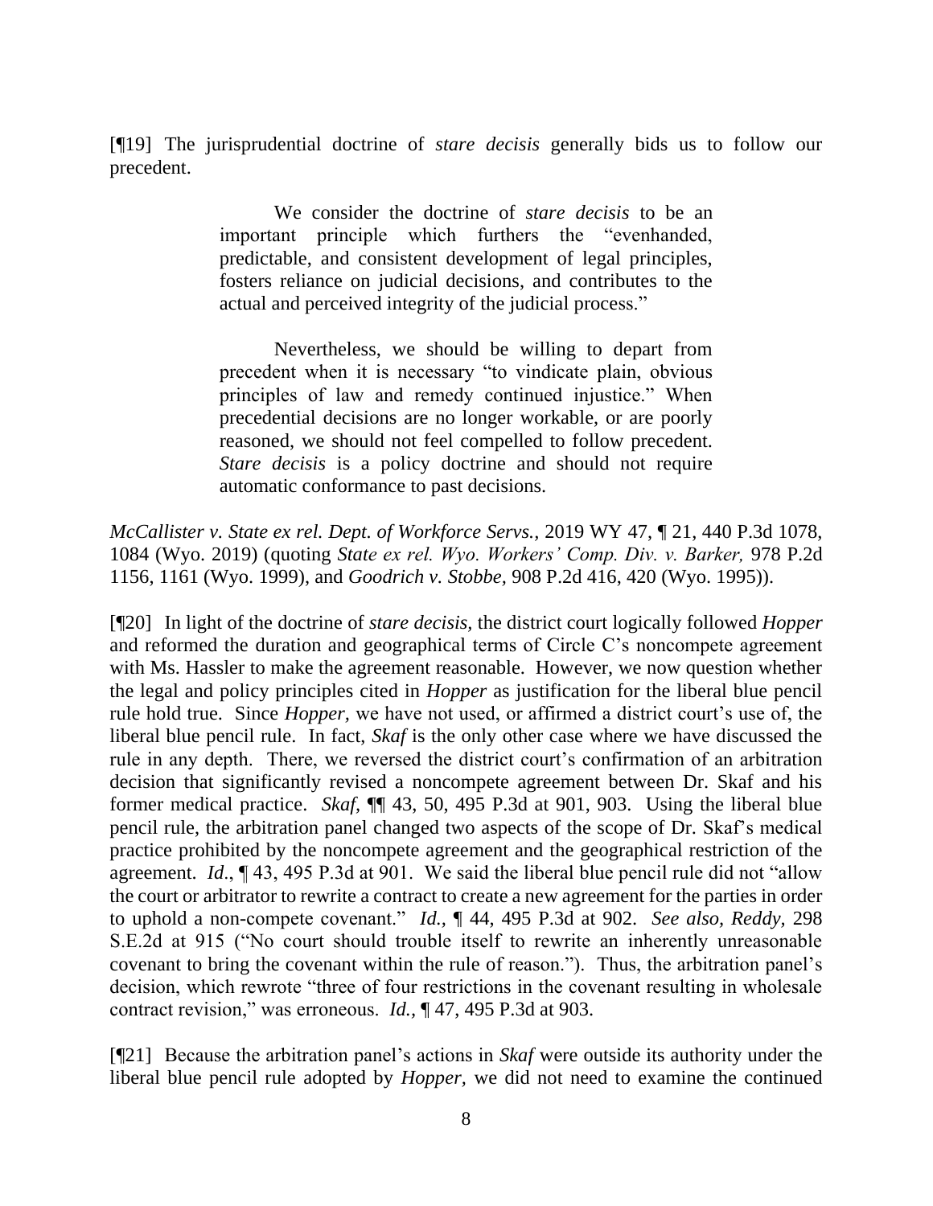[¶19] The jurisprudential doctrine of *stare decisis* generally bids us to follow our precedent.

> We consider the doctrine of *stare decisis* to be an important principle which furthers the "evenhanded, predictable, and consistent development of legal principles, fosters reliance on judicial decisions, and contributes to the actual and perceived integrity of the judicial process."
>
> Nevertheless, we should be willing to depart from precedent when it is necessary "to vindicate plain, obvious principles of law and remedy continued injustice." When precedential decisions are no longer workable, or are poorly reasoned, we should not feel compelled to follow precedent. *Stare decisis* is a policy doctrine and should not require automatic conformance to past decisions.

*McCallister v. State ex rel. Dept. of Workforce Servs.*, 2019 WY 47, ¶ 21, 440 P.3d 1078, 1084 (Wyo. 2019) (quoting *State ex rel. Wyo. Workers' Comp. Div. v. Barker,* 978 P.2d 1156, 1161 (Wyo. 1999), and *Goodrich v. Stobbe,* 908 P.2d 416, 420 (Wyo. 1995)).

[¶20] In light of the doctrine of *stare decisis*, the district court logically followed *Hopper* and reformed the duration and geographical terms of Circle C's noncompete agreement with Ms. Hassler to make the agreement reasonable. However, we now question whether the legal and policy principles cited in *Hopper* as justification for the liberal blue pencil rule hold true. Since *Hopper*, we have not used, or affirmed a district court's use of, the liberal blue pencil rule. In fact, *Skaf* is the only other case where we have discussed the rule in any depth. There, we reversed the district court's confirmation of an arbitration decision that significantly revised a noncompete agreement between Dr. Skaf and his former medical practice. *Skaf*, ¶¶ 43, 50, 495 P.3d at 901, 903. Using the liberal blue pencil rule, the arbitration panel changed two aspects of the scope of Dr. Skaf's medical practice prohibited by the noncompete agreement and the geographical restriction of the agreement. *Id*., ¶ 43, 495 P.3d at 901. We said the liberal blue pencil rule did not "allow the court or arbitrator to rewrite a contract to create a new agreement for the parties in order to uphold a non-compete covenant." *Id.,* ¶ 44, 495 P.3d at 902. *See also, Reddy,* 298 S.E.2d at 915 ("No court should trouble itself to rewrite an inherently unreasonable covenant to bring the covenant within the rule of reason."). Thus, the arbitration panel's decision, which rewrote "three of four restrictions in the covenant resulting in wholesale contract revision," was erroneous. *Id.,* ¶ 47, 495 P.3d at 903.

[¶21] Because the arbitration panel's actions in *Skaf* were outside its authority under the liberal blue pencil rule adopted by *Hopper*, we did not need to examine the continued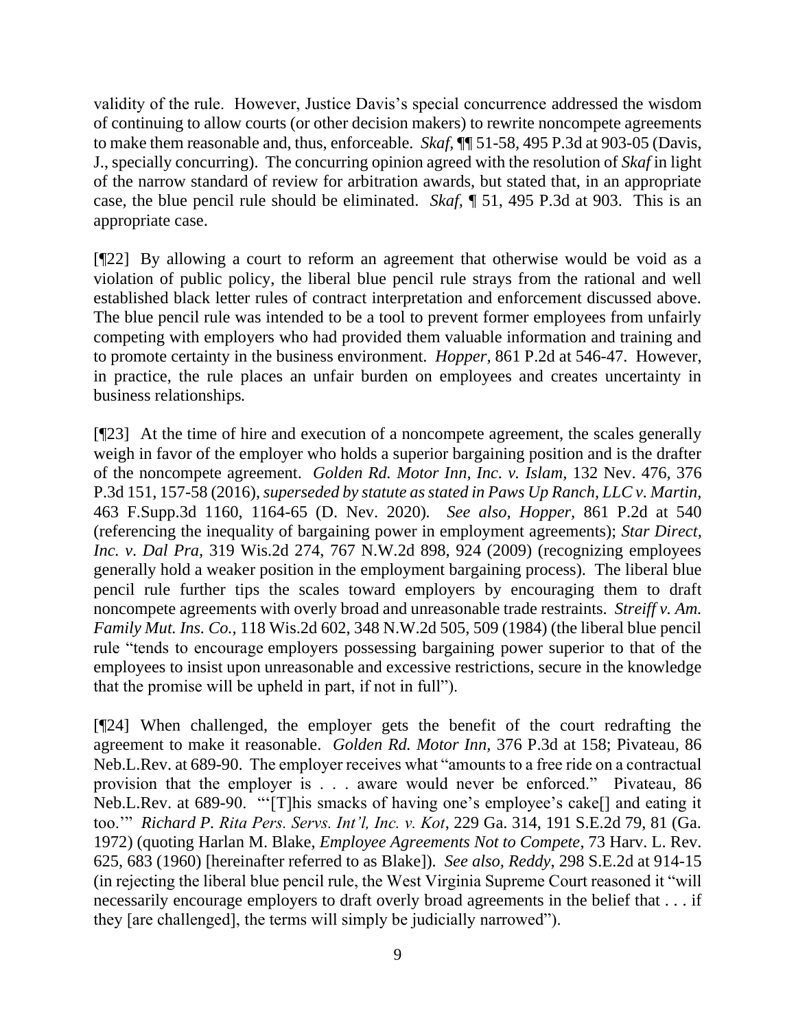validity of the rule. However, Justice Davis's special concurrence addressed the wisdom of continuing to allow courts (or other decision makers) to rewrite noncompete agreements to make them reasonable and, thus, enforceable. *Skaf*, ¶¶ 51-58, 495 P.3d at 903-05 (Davis, J., specially concurring). The concurring opinion agreed with the resolution of *Skaf* in light of the narrow standard of review for arbitration awards, but stated that, in an appropriate case, the blue pencil rule should be eliminated. *Skaf*, ¶ 51, 495 P.3d at 903. This is an appropriate case.

[¶22] By allowing a court to reform an agreement that otherwise would be void as a violation of public policy, the liberal blue pencil rule strays from the rational and well established black letter rules of contract interpretation and enforcement discussed above. The blue pencil rule was intended to be a tool to prevent former employees from unfairly competing with employers who had provided them valuable information and training and to promote certainty in the business environment. *Hopper*, 861 P.2d at 546-47. However, in practice, the rule places an unfair burden on employees and creates uncertainty in business relationships.

[¶23] At the time of hire and execution of a noncompete agreement, the scales generally weigh in favor of the employer who holds a superior bargaining position and is the drafter of the noncompete agreement. *Golden Rd. Motor Inn, Inc. v. Islam*, 132 Nev. 476, 376 P.3d 151, 157-58 (2016), *superseded by statute as stated in Paws Up Ranch, LLC v. Martin*, 463 F.Supp.3d 1160, 1164-65 (D. Nev. 2020). *See also*, *Hopper*, 861 P.2d at 540 (referencing the inequality of bargaining power in employment agreements); *Star Direct, Inc. v. Dal Pra*, 319 Wis.2d 274, 767 N.W.2d 898, 924 (2009) (recognizing employees generally hold a weaker position in the employment bargaining process). The liberal blue pencil rule further tips the scales toward employers by encouraging them to draft noncompete agreements with overly broad and unreasonable trade restraints. *Streiff v. Am. Family Mut. Ins. Co.*, 118 Wis.2d 602, 348 N.W.2d 505, 509 (1984) (the liberal blue pencil rule "tends to encourage employers possessing bargaining power superior to that of the employees to insist upon unreasonable and excessive restrictions, secure in the knowledge that the promise will be upheld in part, if not in full").

[¶24] When challenged, the employer gets the benefit of the court redrafting the agreement to make it reasonable. *Golden Rd. Motor Inn*, 376 P.3d at 158; Pivateau, 86 Neb.L.Rev. at 689-90. The employer receives what "amounts to a free ride on a contractual provision that the employer is . . . aware would never be enforced." Pivateau, 86 Neb.L.Rev. at 689-90. "'[T]his smacks of having one's employee's cake[] and eating it too.'" *Richard P. Rita Pers. Servs. Int'l, Inc. v. Kot*, 229 Ga. 314, 191 S.E.2d 79, 81 (Ga. 1972) (quoting Harlan M. Blake, *Employee Agreements Not to Compete*, 73 Harv. L. Rev. 625, 683 (1960) [hereinafter referred to as Blake]). *See also*, *Reddy*, 298 S.E.2d at 914-15 (in rejecting the liberal blue pencil rule, the West Virginia Supreme Court reasoned it "will necessarily encourage employers to draft overly broad agreements in the belief that . . . if they [are challenged], the terms will simply be judicially narrowed").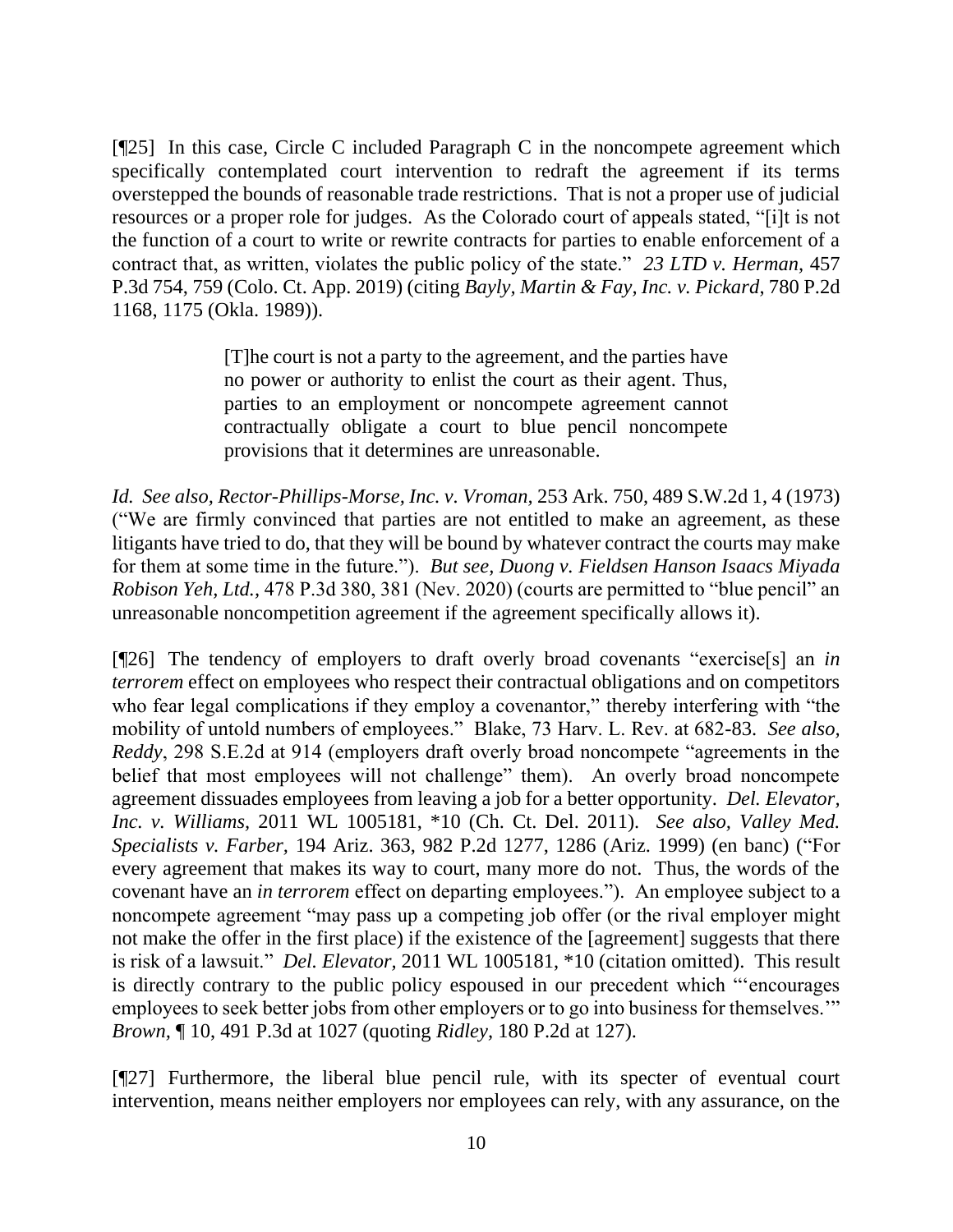[¶25] In this case, Circle C included Paragraph C in the noncompete agreement which specifically contemplated court intervention to redraft the agreement if its terms overstepped the bounds of reasonable trade restrictions. That is not a proper use of judicial resources or a proper role for judges. As the Colorado court of appeals stated, "[i]t is not the function of a court to write or rewrite contracts for parties to enable enforcement of a contract that, as written, violates the public policy of the state." *23 LTD v. Herman*, 457 P.3d 754, 759 (Colo. Ct. App. 2019) (citing *Bayly, Martin & Fay, Inc. v. Pickard*, 780 P.2d 1168, 1175 (Okla. 1989)).

> [T]he court is not a party to the agreement, and the parties have no power or authority to enlist the court as their agent. Thus, parties to an employment or noncompete agreement cannot contractually obligate a court to blue pencil noncompete provisions that it determines are unreasonable.

*Id. See also, Rector-Phillips-Morse, Inc. v. Vroman*, 253 Ark. 750, 489 S.W.2d 1, 4 (1973) ("We are firmly convinced that parties are not entitled to make an agreement, as these litigants have tried to do, that they will be bound by whatever contract the courts may make for them at some time in the future."). *But see, Duong v. Fieldsen Hanson Isaacs Miyada Robison Yeh, Ltd.*, 478 P.3d 380, 381 (Nev. 2020) (courts are permitted to "blue pencil" an unreasonable noncompetition agreement if the agreement specifically allows it).

[¶26] The tendency of employers to draft overly broad covenants "exercise[s] an *in terrorem* effect on employees who respect their contractual obligations and on competitors who fear legal complications if they employ a covenantor," thereby interfering with "the mobility of untold numbers of employees." Blake, 73 Harv. L. Rev. at 682-83. *See also, Reddy*, 298 S.E.2d at 914 (employers draft overly broad noncompete "agreements in the belief that most employees will not challenge" them). An overly broad noncompete agreement dissuades employees from leaving a job for a better opportunity. *Del. Elevator, Inc. v. Williams,* 2011 WL 1005181, *10 (Ch. Ct. Del. 2011). *See also, Valley Med. Specialists v. Farber*, 194 Ariz. 363, 982 P.2d 1277, 1286 (Ariz. 1999) (en banc) ("For every agreement that makes its way to court, many more do not. Thus, the words of the covenant have an *in terrorem* effect on departing employees."). An employee subject to a noncompete agreement "may pass up a competing job offer (or the rival employer might not make the offer in the first place) if the existence of the [agreement] suggests that there is risk of a lawsuit." *Del. Elevator,* 2011 WL 1005181, *10 (citation omitted). This result is directly contrary to the public policy espoused in our precedent which "'encourages employees to seek better jobs from other employers or to go into business for themselves.'" *Brown*, ¶ 10, 491 P.3d at 1027 (quoting *Ridley*, 180 P.2d at 127).

[¶27] Furthermore, the liberal blue pencil rule, with its specter of eventual court intervention, means neither employers nor employees can rely, with any assurance, on the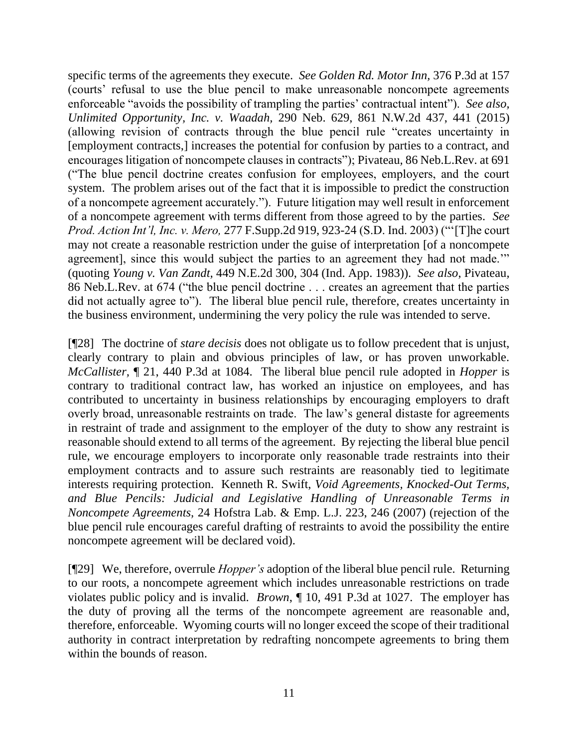specific terms of the agreements they execute. *See Golden Rd. Motor Inn,* 376 P.3d at 157 (courts' refusal to use the blue pencil to make unreasonable noncompete agreements enforceable "avoids the possibility of trampling the parties' contractual intent"). *See also, Unlimited Opportunity, Inc. v. Waadah*, 290 Neb. 629, 861 N.W.2d 437, 441 (2015) (allowing revision of contracts through the blue pencil rule "creates uncertainty in [employment contracts,] increases the potential for confusion by parties to a contract, and encourages litigation of noncompete clauses in contracts"); Pivateau, 86 Neb.L.Rev. at 691 ("The blue pencil doctrine creates confusion for employees, employers, and the court system. The problem arises out of the fact that it is impossible to predict the construction of a noncompete agreement accurately."). Future litigation may well result in enforcement of a noncompete agreement with terms different from those agreed to by the parties. *See Prod. Action Int'l, Inc. v. Mero,* 277 F.Supp.2d 919, 923-24 (S.D. Ind. 2003) ("'[T]he court may not create a reasonable restriction under the guise of interpretation [of a noncompete agreement], since this would subject the parties to an agreement they had not made.'" (quoting *Young v. Van Zandt*, 449 N.E.2d 300, 304 (Ind. App. 1983)). *See also,* Pivateau, 86 Neb.L.Rev. at 674 ("the blue pencil doctrine . . . creates an agreement that the parties did not actually agree to"). The liberal blue pencil rule, therefore, creates uncertainty in the business environment, undermining the very policy the rule was intended to serve.

[¶28] The doctrine of *stare decisis* does not obligate us to follow precedent that is unjust, clearly contrary to plain and obvious principles of law, or has proven unworkable. *McCallister,* ¶ 21, 440 P.3d at 1084. The liberal blue pencil rule adopted in *Hopper* is contrary to traditional contract law, has worked an injustice on employees, and has contributed to uncertainty in business relationships by encouraging employers to draft overly broad, unreasonable restraints on trade. The law's general distaste for agreements in restraint of trade and assignment to the employer of the duty to show any restraint is reasonable should extend to all terms of the agreement. By rejecting the liberal blue pencil rule, we encourage employers to incorporate only reasonable trade restraints into their employment contracts and to assure such restraints are reasonably tied to legitimate interests requiring protection. Kenneth R. Swift, *Void Agreements, Knocked-Out Terms, and Blue Pencils: Judicial and Legislative Handling of Unreasonable Terms in Noncompete Agreements,* 24 Hofstra Lab. & Emp. L.J. 223, 246 (2007) (rejection of the blue pencil rule encourages careful drafting of restraints to avoid the possibility the entire noncompete agreement will be declared void).

[¶29] We, therefore, overrule *Hopper's* adoption of the liberal blue pencil rule. Returning to our roots, a noncompete agreement which includes unreasonable restrictions on trade violates public policy and is invalid. *Brown*, ¶ 10, 491 P.3d at 1027. The employer has the duty of proving all the terms of the noncompete agreement are reasonable and, therefore, enforceable. Wyoming courts will no longer exceed the scope of their traditional authority in contract interpretation by redrafting noncompete agreements to bring them within the bounds of reason.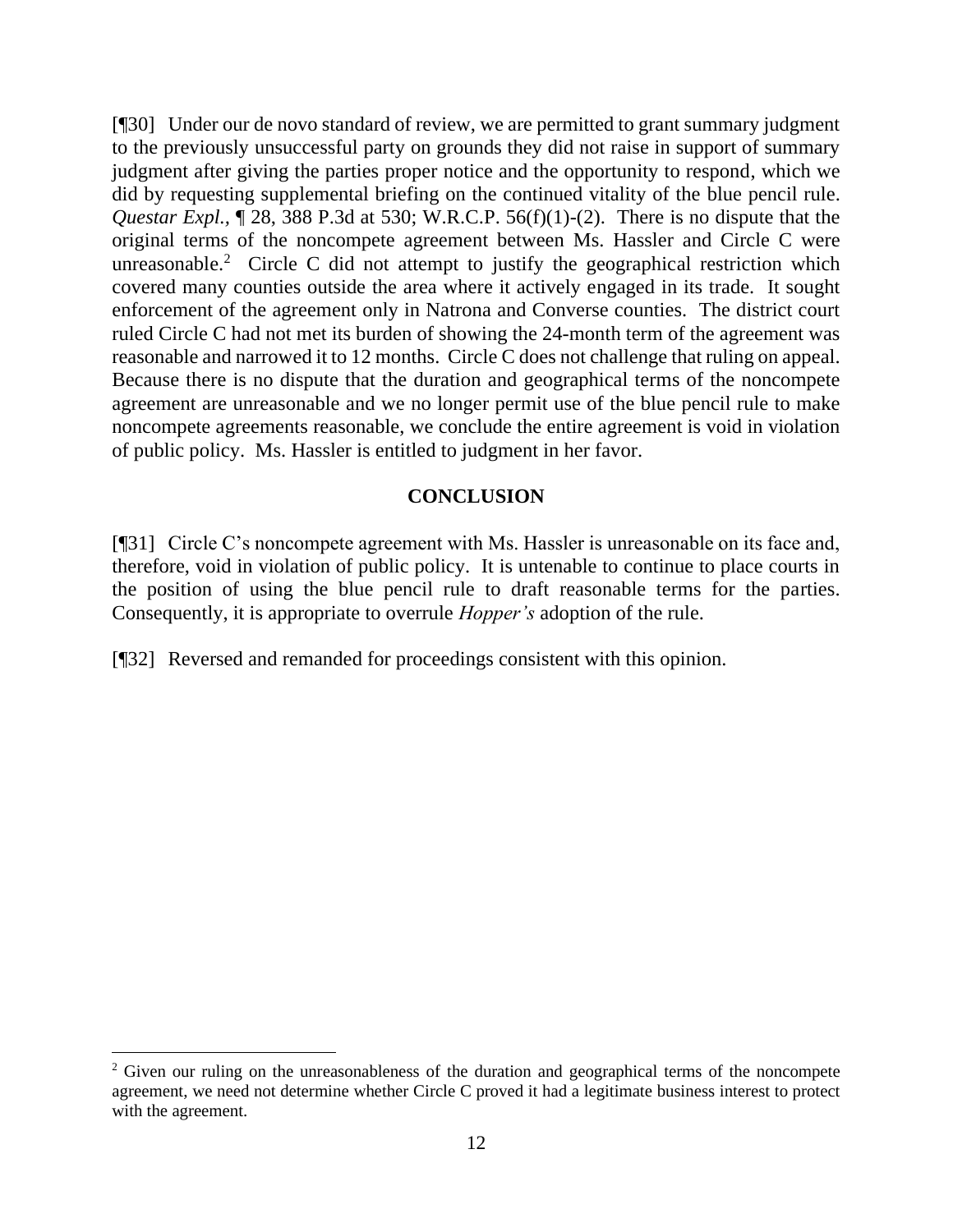[¶30] Under our de novo standard of review, we are permitted to grant summary judgment to the previously unsuccessful party on grounds they did not raise in support of summary judgment after giving the parties proper notice and the opportunity to respond, which we did by requesting supplemental briefing on the continued vitality of the blue pencil rule. *Questar Expl.*, ¶ 28, 388 P.3d at 530; W.R.C.P. 56(f)(1)-(2). There is no dispute that the original terms of the noncompete agreement between Ms. Hassler and Circle C were unreasonable.[2] Circle C did not attempt to justify the geographical restriction which covered many counties outside the area where it actively engaged in its trade. It sought enforcement of the agreement only in Natrona and Converse counties. The district court ruled Circle C had not met its burden of showing the 24-month term of the agreement was reasonable and narrowed it to 12 months. Circle C does not challenge that ruling on appeal. Because there is no dispute that the duration and geographical terms of the noncompete agreement are unreasonable and we no longer permit use of the blue pencil rule to make noncompete agreements reasonable, we conclude the entire agreement is void in violation of public policy. Ms. Hassler is entitled to judgment in her favor.

## CONCLUSION

[¶31] Circle C's noncompete agreement with Ms. Hassler is unreasonable on its face and, therefore, void in violation of public policy. It is untenable to continue to place courts in the position of using the blue pencil rule to draft reasonable terms for the parties. Consequently, it is appropriate to overrule *Hopper's* adoption of the rule.

[¶32] Reversed and remanded for proceedings consistent with this opinion.

---

[2] Given our ruling on the unreasonableness of the duration and geographical terms of the noncompete agreement, we need not determine whether Circle C proved it had a legitimate business interest to protect with the agreement.